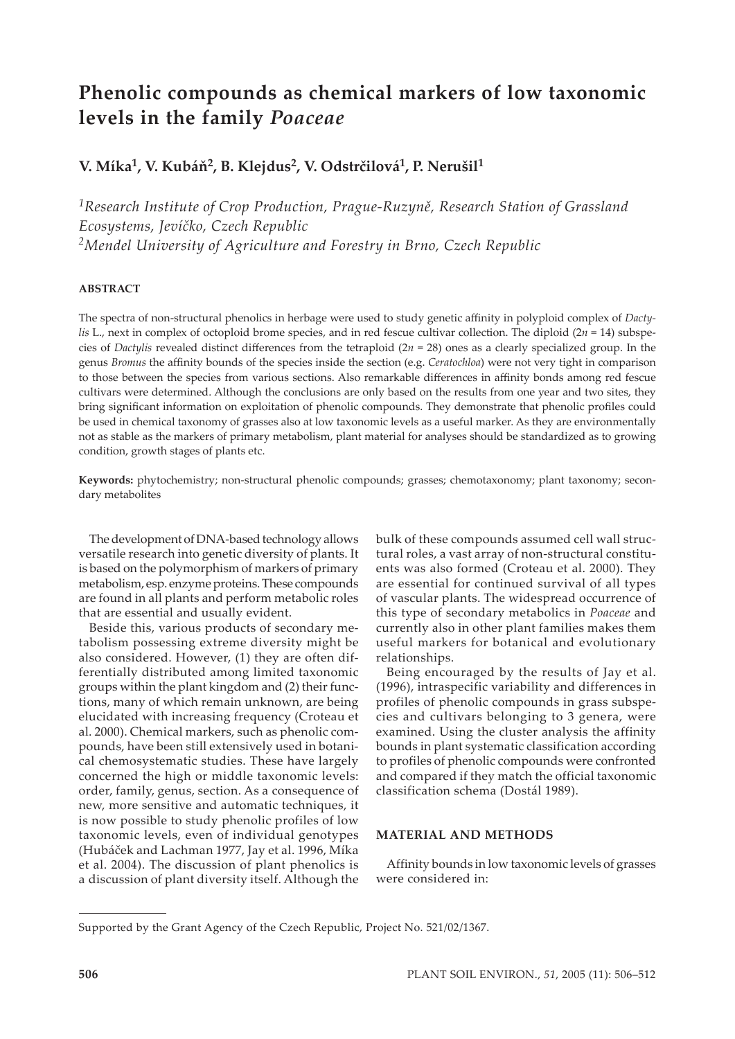# Phenolic compounds as chemical markers of low taxonomic levels in the family *Poaceae*

**V. Míka[1], V. Kubáň[2], B. Klejdus[2], V. Odstrčilová[1], P. Nerušil[1]**

*[1]Research Institute of Crop Production, Prague-Ruzyně, Research Station of Grassland Ecosystems, Jevíčko, Czech Republic*
*[2]Mendel University of Agriculture and Forestry in Brno, Czech Republic*

## ABSTRACT

The spectra of non-structural phenolics in herbage were used to study genetic affinity in polyploid complex of *Dactylis* L., next in complex of octoploid brome species, and in red fescue cultivar collection. The diploid ($2n = 14$) subspecies of *Dactylis* revealed distinct differences from the tetraploid ($2n = 28$) ones as a clearly specialized group. In the genus *Bromus* the affinity bounds of the species inside the section (e.g. *Ceratochloa*) were not very tight in comparison to those between the species from various sections. Also remarkable differences in affinity bonds among red fescue cultivars were determined. Although the conclusions are only based on the results from one year and two sites, they bring significant information on exploitation of phenolic compounds. They demonstrate that phenolic profiles could be used in chemical taxonomy of grasses also at low taxonomic levels as a useful marker. As they are environmentally not as stable as the markers of primary metabolism, plant material for analyses should be standardized as to growing condition, growth stages of plants etc.

**Keywords:** phytochemistry; non-structural phenolic compounds; grasses; chemotaxonomy; plant taxonomy; secondary metabolites

The development of DNA-based technology allows versatile research into genetic diversity of plants. It is based on the polymorphism of markers of primary metabolism, esp. enzyme proteins. These compounds are found in all plants and perform metabolic roles that are essential and usually evident.

Beside this, various products of secondary metabolism possessing extreme diversity might be also considered. However, (1) they are often differentially distributed among limited taxonomic groups within the plant kingdom and (2) their functions, many of which remain unknown, are being elucidated with increasing frequency (Croteau et al. 2000). Chemical markers, such as phenolic compounds, have been still extensively used in botanical chemosystematic studies. These have largely concerned the high or middle taxonomic levels: order, family, genus, section. As a consequence of new, more sensitive and automatic techniques, it is now possible to study phenolic profiles of low taxonomic levels, even of individual genotypes (Hubáček and Lachman 1977, Jay et al. 1996, Míka et al. 2004). The discussion of plant phenolics is a discussion of plant diversity itself. Although the bulk of these compounds assumed cell wall structural roles, a vast array of non-structural constituents was also formed (Croteau et al. 2000). They are essential for continued survival of all types of vascular plants. The widespread occurrence of this type of secondary metabolics in *Poaceae* and currently also in other plant families makes them useful markers for botanical and evolutionary relationships.

Being encouraged by the results of Jay et al. (1996), intraspecific variability and differences in profiles of phenolic compounds in grass subspecies and cultivars belonging to 3 genera, were examined. Using the cluster analysis the affinity bounds in plant systematic classification according to profiles of phenolic compounds were confronted and compared if they match the official taxonomic classification schema (Dostál 1989).

## MATERIAL AND METHODS

Affinity bounds in low taxonomic levels of grasses were considered in:

Supported by the Grant Agency of the Czech Republic, Project No. 521/02/1367.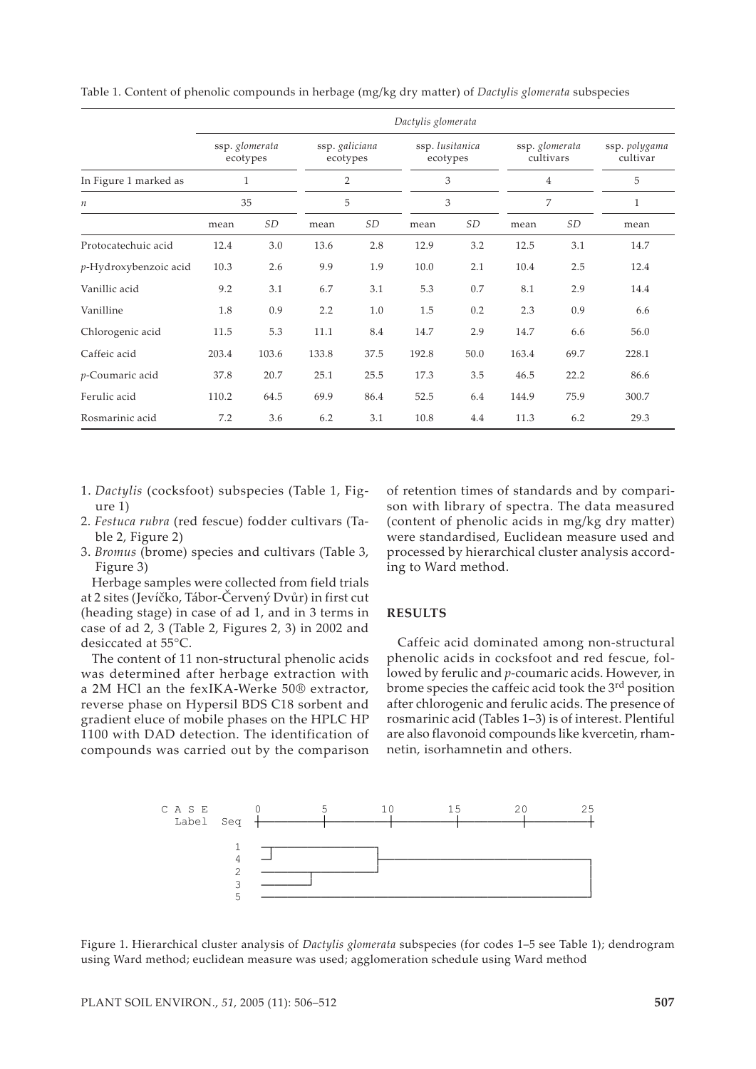Table 1. Content of phenolic compounds in herbage (mg/kg dry matter) of *Dactylis glomerata* subspecies

| | *Dactylis glomerata* | | | | | | | | |
|---|---|---|---|---|---|---|---|---|---|
| | ssp. *glomerata* ecotypes | | ssp. *galiciana* ecotypes | | ssp. *lusitanica* ecotypes | | ssp. *glomerata* cultivars | | ssp. *polygama* cultivar |
| In Figure 1 marked as | 1 | | 2 | | 3 | | 4 | | 5 |
| *n* | 35 | | 5 | | 3 | | 7 | | 1 |
| | mean | *SD* | mean | *SD* | mean | *SD* | mean | *SD* | mean |
| Protocatechuic acid | 12.4 | 3.0 | 13.6 | 2.8 | 12.9 | 3.2 | 12.5 | 3.1 | 14.7 |
| *p*-Hydroxybenzoic acid | 10.3 | 2.6 | 9.9 | 1.9 | 10.0 | 2.1 | 10.4 | 2.5 | 12.4 |
| Vanillic acid | 9.2 | 3.1 | 6.7 | 3.1 | 5.3 | 0.7 | 8.1 | 2.9 | 14.4 |
| Vanilline | 1.8 | 0.9 | 2.2 | 1.0 | 1.5 | 0.2 | 2.3 | 0.9 | 6.6 |
| Chlorogenic acid | 11.5 | 5.3 | 11.1 | 8.4 | 14.7 | 2.9 | 14.7 | 6.6 | 56.0 |
| Caffeic acid | 203.4 | 103.6 | 133.8 | 37.5 | 192.8 | 50.0 | 163.4 | 69.7 | 228.1 |
| *p*-Coumaric acid | 37.8 | 20.7 | 25.1 | 25.5 | 17.3 | 3.5 | 46.5 | 22.2 | 86.6 |
| Ferulic acid | 110.2 | 64.5 | 69.9 | 86.4 | 52.5 | 6.4 | 144.9 | 75.9 | 300.7 |
| Rosmarinic acid | 7.2 | 3.6 | 6.2 | 3.1 | 10.8 | 4.4 | 11.3 | 6.2 | 29.3 |

1. *Dactylis* (cocksfoot) subspecies (Table 1, Figure 1)
2. *Festuca rubra* (red fescue) fodder cultivars (Table 2, Figure 2)
3. *Bromus* (brome) species and cultivars (Table 3, Figure 3)

Herbage samples were collected from field trials at 2 sites (Jevíčko, Tábor-Červený Dvůr) in first cut (heading stage) in case of ad 1, and in 3 terms in case of ad 2, 3 (Table 2, Figures 2, 3) in 2002 and desiccated at 55°C.

The content of 11 non-structural phenolic acids was determined after herbage extraction with a 2M HCl an the fexIKA-Werke 50® extractor, reverse phase on Hypersil BDS C18 sorbent and gradient eluce of mobile phases on the HPLC HP 1100 with DAD detection. The identification of compounds was carried out by the comparison of retention times of standards and by comparison with library of spectra. The data measured (content of phenolic acids in mg/kg dry matter) were standardised, Euclidean measure used and processed by hierarchical cluster analysis according to Ward method.

## RESULTS

Caffeic acid dominated among non-structural phenolic acids in cocksfoot and red fescue, followed by ferulic and *p*-coumaric acids. However, in brome species the caffeic acid took the 3[rd] position after chlorogenic and ferulic acids. The presence of rosmarinic acid (Tables 1–3) is of interest. Plentiful are also flavonoid compounds like kvercetin, rhamnetin, isorhamnetin and others.

```
C A S E      0         5        10        15        20        25
  Label  Seq +---------+---------+---------+---------+---------+

    1
    4
    2
    3
    5
```

Figure 1. Hierarchical cluster analysis of *Dactylis glomerata* subspecies (for codes 1–5 see Table 1); dendrogram using Ward method; euclidean measure was used; agglomeration schedule using Ward method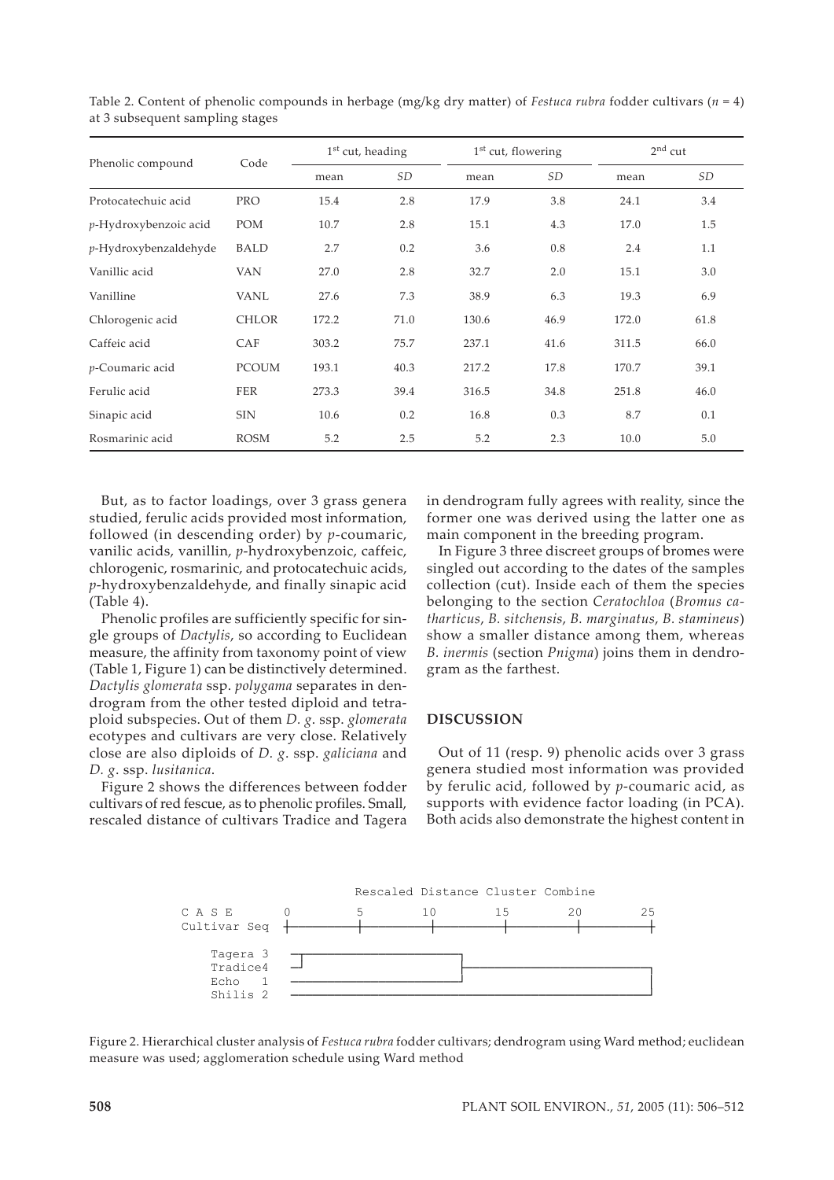Table 2. Content of phenolic compounds in herbage (mg/kg dry matter) of *Festuca rubra* fodder cultivars ($n = 4$) at 3 subsequent sampling stages

| Phenolic compound | Code | 1st cut, heading | | 1st cut, flowering | | 2nd cut | |
|---|---|---|---|---|---|---|---|
| | | mean | *SD* | mean | *SD* | mean | *SD* |
| Protocatechuic acid | PRO | 15.4 | 2.8 | 17.9 | 3.8 | 24.1 | 3.4 |
| *p*-Hydroxybenzoic acid | POM | 10.7 | 2.8 | 15.1 | 4.3 | 17.0 | 1.5 |
| *p*-Hydroxybenzaldehyde | BALD | 2.7 | 0.2 | 3.6 | 0.8 | 2.4 | 1.1 |
| Vanillic acid | VAN | 27.0 | 2.8 | 32.7 | 2.0 | 15.1 | 3.0 |
| Vanilline | VANL | 27.6 | 7.3 | 38.9 | 6.3 | 19.3 | 6.9 |
| Chlorogenic acid | CHLOR | 172.2 | 71.0 | 130.6 | 46.9 | 172.0 | 61.8 |
| Caffeic acid | CAF | 303.2 | 75.7 | 237.1 | 41.6 | 311.5 | 66.0 |
| *p*-Coumaric acid | PCOUM | 193.1 | 40.3 | 217.2 | 17.8 | 170.7 | 39.1 |
| Ferulic acid | FER | 273.3 | 39.4 | 316.5 | 34.8 | 251.8 | 46.0 |
| Sinapic acid | SIN | 10.6 | 0.2 | 16.8 | 0.3 | 8.7 | 0.1 |
| Rosmarinic acid | ROSM | 5.2 | 2.5 | 5.2 | 2.3 | 10.0 | 5.0 |

But, as to factor loadings, over 3 grass genera studied, ferulic acids provided most information, followed (in descending order) by *p*-coumaric, vanilic acids, vanillin, *p*-hydroxybenzoic, caffeic, chlorogenic, rosmarinic, and protocatechuic acids, *p*-hydroxybenzaldehyde, and finally sinapic acid (Table 4).

Phenolic profiles are sufficiently specific for single groups of *Dactylis*, so according to Euclidean measure, the affinity from taxonomy point of view (Table 1, Figure 1) can be distinctively determined. *Dactylis glomerata* ssp. *polygama* separates in dendrogram from the other tested diploid and tetraploid subspecies. Out of them *D. g.* ssp. *glomerata* ecotypes and cultivars are very close. Relatively close are also diploids of *D. g.* ssp. *galiciana* and *D. g.* ssp. *lusitanica*.

Figure 2 shows the differences between fodder cultivars of red fescue, as to phenolic profiles. Small, rescaled distance of cultivars Tradice and Tagera in dendrogram fully agrees with reality, since the former one was derived using the latter one as main component in the breeding program.

In Figure 3 three discreet groups of bromes were singled out according to the dates of the samples collection (cut). Inside each of them the species belonging to the section *Ceratochloa* (*Bromus catharticus*, *B. sitchensis*, *B. marginatus*, *B. stamineus*) show a smaller distance among them, whereas *B. inermis* (section *Pnigma*) joins them in dendrogram as the farthest.

## DISCUSSION

Out of 11 (resp. 9) phenolic acids over 3 grass genera studied most information was provided by ferulic acid, followed by *p*-coumaric acid, as supports with evidence factor loading (in PCA). Both acids also demonstrate the highest content in

```
                      Rescaled Distance Cluster Combine
   C A S E        0         5        10        15        20        25
   Cultivar Seq   +---------+---------+---------+---------+---------+

     Tagera 3
     Tradice4
     Echo   1
     Shilis 2
```

Figure 2. Hierarchical cluster analysis of *Festuca rubra* fodder cultivars; dendrogram using Ward method; euclidean measure was used; agglomeration schedule using Ward method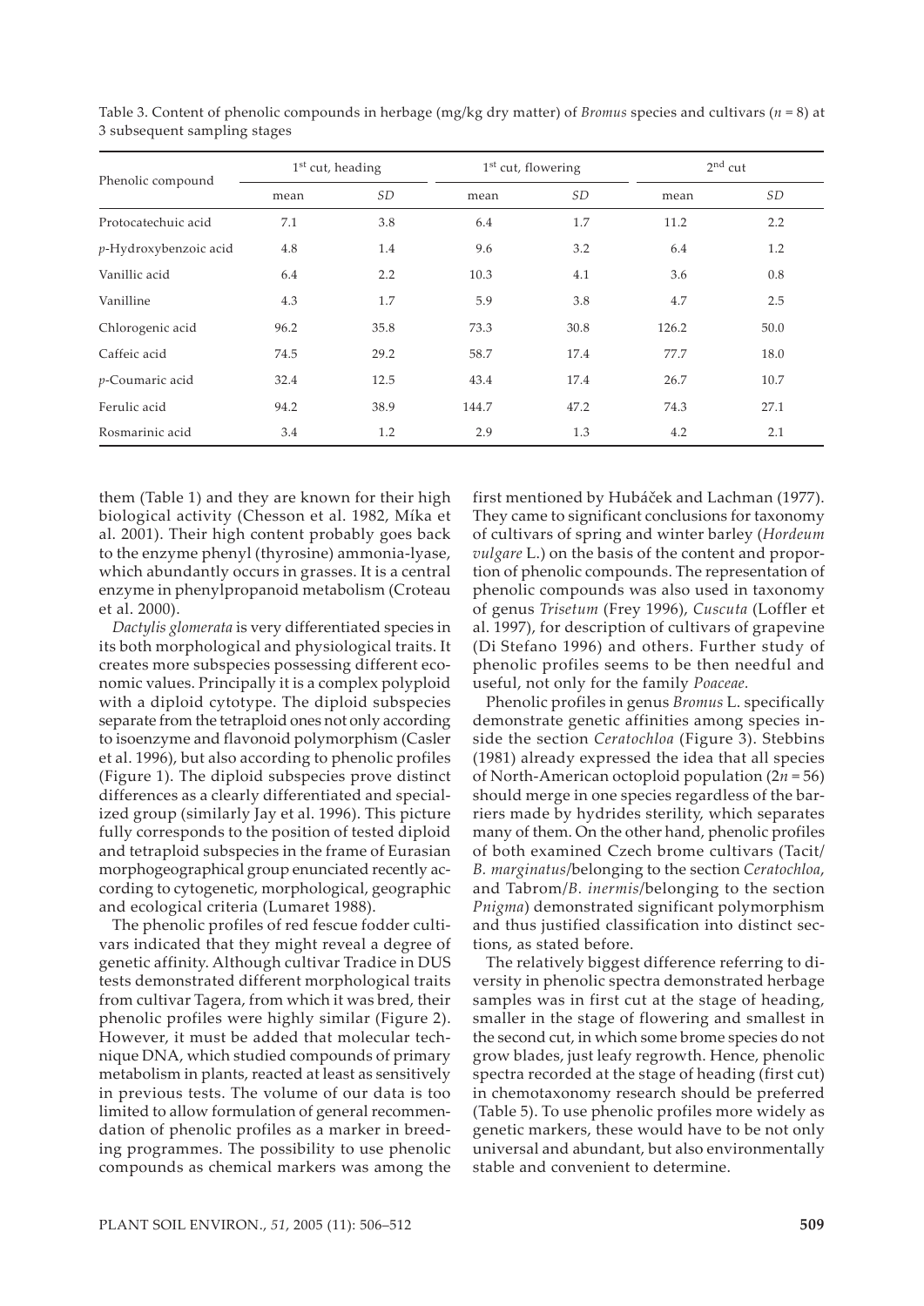Table 3. Content of phenolic compounds in herbage (mg/kg dry matter) of *Bromus* species and cultivars ($n = 8$) at 3 subsequent sampling stages

| Phenolic compound | 1st cut, heading | | 1st cut, flowering | | 2nd cut | |
|---|---|---|---|---|---|---|
| | mean | *SD* | mean | *SD* | mean | *SD* |
| Protocatechuic acid | 7.1 | 3.8 | 6.4 | 1.7 | 11.2 | 2.2 |
| *p*-Hydroxybenzoic acid | 4.8 | 1.4 | 9.6 | 3.2 | 6.4 | 1.2 |
| Vanillic acid | 6.4 | 2.2 | 10.3 | 4.1 | 3.6 | 0.8 |
| Vanilline | 4.3 | 1.7 | 5.9 | 3.8 | 4.7 | 2.5 |
| Chlorogenic acid | 96.2 | 35.8 | 73.3 | 30.8 | 126.2 | 50.0 |
| Caffeic acid | 74.5 | 29.2 | 58.7 | 17.4 | 77.7 | 18.0 |
| *p*-Coumaric acid | 32.4 | 12.5 | 43.4 | 17.4 | 26.7 | 10.7 |
| Ferulic acid | 94.2 | 38.9 | 144.7 | 47.2 | 74.3 | 27.1 |
| Rosmarinic acid | 3.4 | 1.2 | 2.9 | 1.3 | 4.2 | 2.1 |

them (Table 1) and they are known for their high biological activity (Chesson et al. 1982, Míka et al. 2001). Their high content probably goes back to the enzyme phenyl (thyrosine) ammonia-lyase, which abundantly occurs in grasses. It is a central enzyme in phenylpropanoid metabolism (Croteau et al. 2000).

*Dactylis glomerata* is very differentiated species in its both morphological and physiological traits. It creates more subspecies possessing different economic values. Principally it is a complex polyploid with a diploid cytotype. The diploid subspecies separate from the tetraploid ones not only according to isoenzyme and flavonoid polymorphism (Casler et al. 1996), but also according to phenolic profiles (Figure 1). The diploid subspecies prove distinct differences as a clearly differentiated and specialized group (similarly Jay et al. 1996). This picture fully corresponds to the position of tested diploid and tetraploid subspecies in the frame of Eurasian morphogeographical group enunciated recently according to cytogenetic, morphological, geographic and ecological criteria (Lumaret 1988).

The phenolic profiles of red fescue fodder cultivars indicated that they might reveal a degree of genetic affinity. Although cultivar Tradice in DUS tests demonstrated different morphological traits from cultivar Tagera, from which it was bred, their phenolic profiles were highly similar (Figure 2). However, it must be added that molecular technique DNA, which studied compounds of primary metabolism in plants, reacted at least as sensitively in previous tests. The volume of our data is too limited to allow formulation of general recommendation of phenolic profiles as a marker in breeding programmes. The possibility to use phenolic compounds as chemical markers was among the first mentioned by Hubáček and Lachman (1977). They came to significant conclusions for taxonomy of cultivars of spring and winter barley (*Hordeum vulgare* L.) on the basis of the content and proportion of phenolic compounds. The representation of phenolic compounds was also used in taxonomy of genus *Trisetum* (Frey 1996), *Cuscuta* (Loffler et al. 1997), for description of cultivars of grapevine (Di Stefano 1996) and others. Further study of phenolic profiles seems to be then needful and useful, not only for the family *Poaceae.*

Phenolic profiles in genus *Bromus* L. specifically demonstrate genetic affinities among species inside the section *Ceratochloa* (Figure 3). Stebbins (1981) already expressed the idea that all species of North-American octoploid population ($2n = 56$) should merge in one species regardless of the barriers made by hydrides sterility, which separates many of them. On the other hand, phenolic profiles of both examined Czech brome cultivars (Tacit/*B. marginatus*/belonging to the section *Ceratochloa*, and Tabrom/*B. inermis*/belonging to the section *Pnigma*) demonstrated significant polymorphism and thus justified classification into distinct sections, as stated before.

The relatively biggest difference referring to diversity in phenolic spectra demonstrated herbage samples was in first cut at the stage of heading, smaller in the stage of flowering and smallest in the second cut, in which some brome species do not grow blades, just leafy regrowth. Hence, phenolic spectra recorded at the stage of heading (first cut) in chemotaxonomy research should be preferred (Table 5). To use phenolic profiles more widely as genetic markers, these would have to be not only universal and abundant, but also environmentally stable and convenient to determine.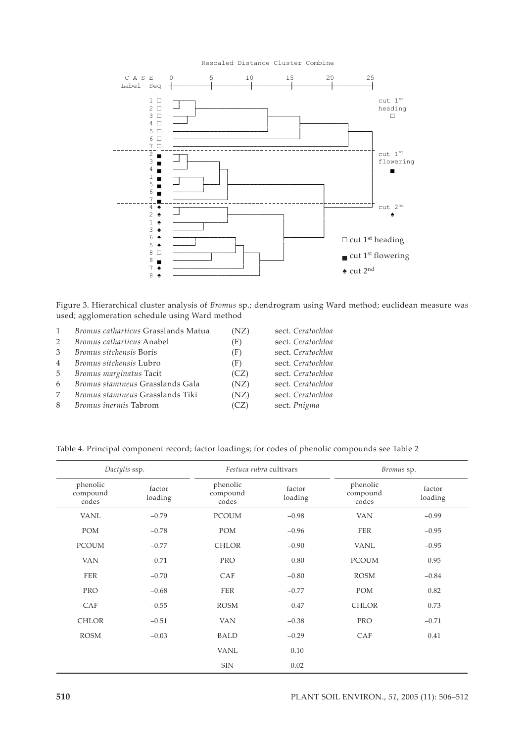Figure 3. Hierarchical cluster analysis of *Bromus* sp.; dendrogram using Ward method; euclidean measure was used; agglomeration schedule using Ward method

1 *Bromus catharticus* Grasslands Matua (NZ) sect. *Ceratochloa*
2 *Bromus catharticus* Anabel (F) sect. *Ceratochloa*
3 *Bromus sitchensis* Boris (F) sect. *Ceratochloa*
4 *Bromus sitchensis* Lubro (F) sect. *Ceratochloa*
5 *Bromus marginatus* Tacit (CZ) sect. *Ceratochloa*
6 *Bromus stamineus* Grasslands Gala (NZ) sect. *Ceratochloa*
7 *Bromus stamineus* Grasslands Tiki (NZ) sect. *Ceratochloa*
8 *Bromus inermis* Tabrom (CZ) sect. *Pnigma*

Table 4. Principal component record; factor loadings; for codes of phenolic compounds see Table 2

| *Dactylis* ssp. | | *Festuca rubra* cultivars | | *Bromus* sp. | |
|---|---|---|---|---|---|
| phenolic compound codes | factor loading | phenolic compound codes | factor loading | phenolic compound codes | factor loading |
| VANL | –0.79 | PCOUM | –0.98 | VAN | –0.99 |
| POM | –0.78 | POM | –0.96 | FER | –0.95 |
| PCOUM | –0.77 | CHLOR | –0.90 | VANL | –0.95 |
| VAN | –0.71 | PRO | –0.80 | PCOUM | 0.95 |
| FER | –0.70 | CAF | –0.80 | ROSM | –0.84 |
| PRO | –0.68 | FER | –0.77 | POM | 0.82 |
| CAF | –0.55 | ROSM | –0.47 | CHLOR | 0.73 |
| CHLOR | –0.51 | VAN | –0.38 | PRO | –0.71 |
| ROSM | –0.03 | BALD | –0.29 | CAF | 0.41 |
| | | VANL | 0.10 | | |
| | | SIN | 0.02 | | |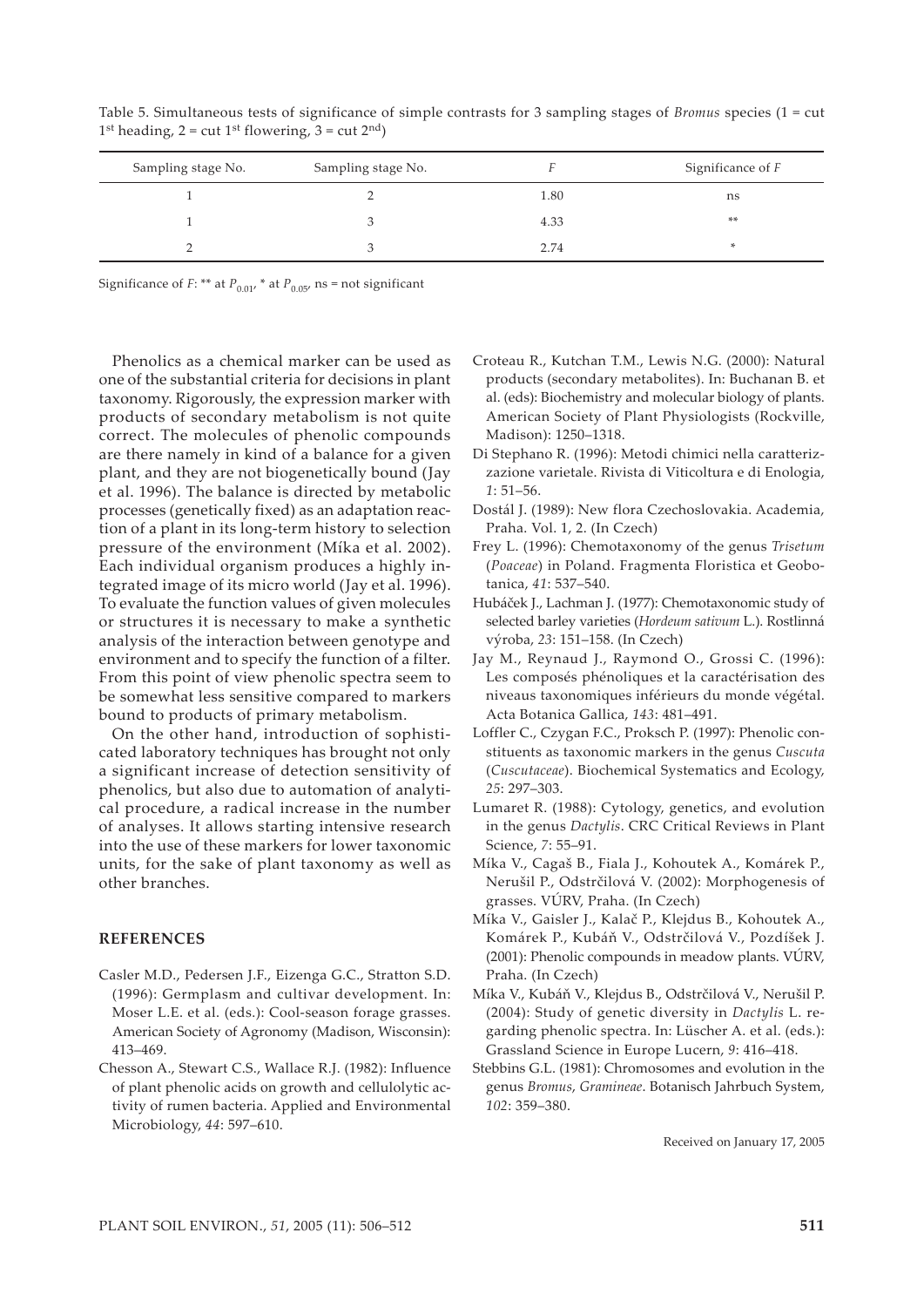Table 5. Simultaneous tests of significance of simple contrasts for 3 sampling stages of *Bromus* species (1 = cut 1st heading, 2 = cut 1st flowering, 3 = cut 2nd)

| Sampling stage No. | Sampling stage No. | *F* | Significance of *F* |
|---|---|---|---|
| 1 | 2 | 1.80 | ns |
| 1 | 3 | 4.33 | ** |
| 2 | 3 | 2.74 | * |

Significance of *F*: ** at $P_{0.01}$, * at $P_{0.05}$, ns = not significant

Phenolics as a chemical marker can be used as one of the substantial criteria for decisions in plant taxonomy. Rigorously, the expression marker with products of secondary metabolism is not quite correct. The molecules of phenolic compounds are there namely in kind of a balance for a given plant, and they are not biogenetically bound (Jay et al. 1996). The balance is directed by metabolic processes (genetically fixed) as an adaptation reaction of a plant in its long-term history to selection pressure of the environment (Míka et al. 2002). Each individual organism produces a highly integrated image of its micro world (Jay et al. 1996). To evaluate the function values of given molecules or structures it is necessary to make a synthetic analysis of the interaction between genotype and environment and to specify the function of a filter. From this point of view phenolic spectra seem to be somewhat less sensitive compared to markers bound to products of primary metabolism.

On the other hand, introduction of sophisticated laboratory techniques has brought not only a significant increase of detection sensitivity of phenolics, but also due to automation of analytical procedure, a radical increase in the number of analyses. It allows starting intensive research into the use of these markers for lower taxonomic units, for the sake of plant taxonomy as well as other branches.

## REFERENCES

Casler M.D., Pedersen J.F., Eizenga G.C., Stratton S.D. (1996): Germplasm and cultivar development. In: Moser L.E. et al. (eds.): Cool-season forage grasses. American Society of Agronomy (Madison, Wisconsin): 413–469.

Chesson A., Stewart C.S., Wallace R.J. (1982): Influence of plant phenolic acids on growth and cellulolytic activity of rumen bacteria. Applied and Environmental Microbiology, *44*: 597–610.

Croteau R., Kutchan T.M., Lewis N.G. (2000): Natural products (secondary metabolites). In: Buchanan B. et al. (eds): Biochemistry and molecular biology of plants. American Society of Plant Physiologists (Rockville, Madison): 1250–1318.

Di Stephano R. (1996): Metodi chimici nella caratterizzazione varietale. Rivista di Viticoltura e di Enologia, *1*: 51–56.

Dostál J. (1989): New flora Czechoslovakia. Academia, Praha. Vol. 1, 2. (In Czech)

Frey L. (1996): Chemotaxonomy of the genus *Trisetum* (*Poaceae*) in Poland. Fragmenta Floristica et Geobotanica, *41*: 537–540.

Hubáček J., Lachman J. (1977): Chemotaxonomic study of selected barley varieties (*Hordeum sativum* L.). Rostlinná výroba, *23*: 151–158. (In Czech)

Jay M., Reynaud J., Raymond O., Grossi C. (1996): Les composés phénoliques et la caractérisation des niveaus taxonomiques inférieurs du monde végétal. Acta Botanica Gallica, *143*: 481–491.

Loffler C., Czygan F.C., Proksch P. (1997): Phenolic constituents as taxonomic markers in the genus *Cuscuta* (*Cuscutaceae*). Biochemical Systematics and Ecology, *25*: 297–303.

Lumaret R. (1988): Cytology, genetics, and evolution in the genus *Dactylis*. CRC Critical Reviews in Plant Science, *7*: 55–91.

Míka V., Cagaš B., Fiala J., Kohoutek A., Komárek P., Nerušil P., Odstrčilová V. (2002): Morphogenesis of grasses. VÚRV, Praha. (In Czech)

Míka V., Gaisler J., Kalač P., Klejdus B., Kohoutek A., Komárek P., Kubáň V., Odstrčilová V., Pozdíšek J. (2001): Phenolic compounds in meadow plants. VÚRV, Praha. (In Czech)

Míka V., Kubáň V., Klejdus B., Odstrčilová V., Nerušil P. (2004): Study of genetic diversity in *Dactylis* L. regarding phenolic spectra. In: Lüscher A. et al. (eds.): Grassland Science in Europe Lucern, *9*: 416–418.

Stebbins G.L. (1981): Chromosomes and evolution in the genus *Bromus*, *Gramineae*. Botanisch Jahrbuch System, *102*: 359–380.

Received on January 17, 2005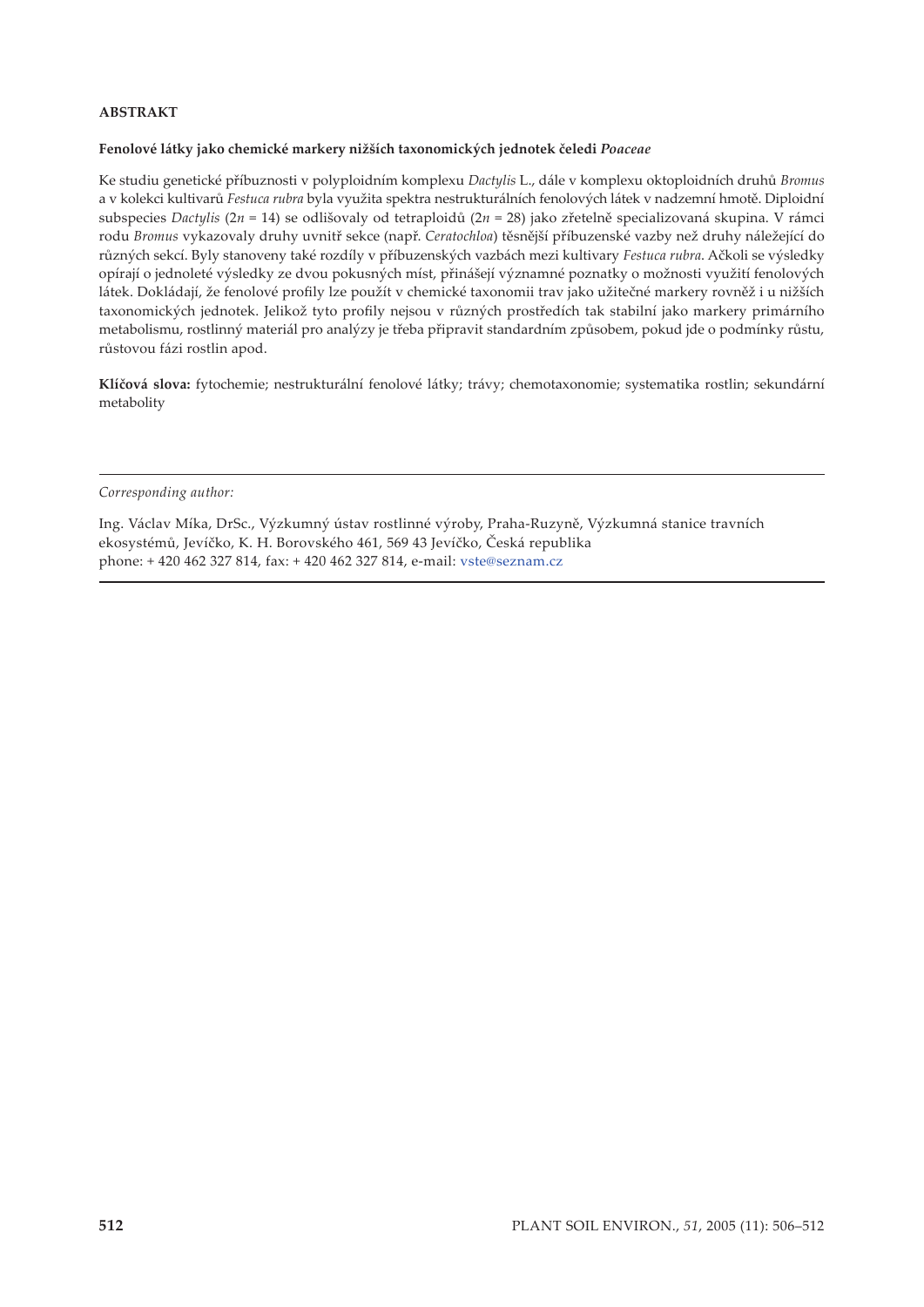**ABSTRAKT**

**Fenolové látky jako chemické markery nižších taxonomických jednotek čeledi *Poaceae***

Ke studiu genetické příbuznosti v polyploidním komplexu *Dactylis* L., dále v komplexu oktoploidních druhů *Bromus* a v kolekci kultivarů *Festuca rubra* byla využita spektra nestrukturálních fenolových látek v nadzemní hmotě. Diploidní subspecies *Dactylis* ($2n = 14$) se odlišovaly od tetraploidů ($2n = 28$) jako zřetelně specializovaná skupina. V rámci rodu *Bromus* vykazovaly druhy uvnitř sekce (např. *Ceratochloa*) těsnější příbuzenské vazby než druhy náležející do různých sekcí. Byly stanoveny také rozdíly v příbuzenských vazbách mezi kultivary *Festuca rubra*. Ačkoli se výsledky opírají o jednoleté výsledky ze dvou pokusných míst, přinášejí významné poznatky o možnosti využití fenolových látek. Dokládají, že fenolové profily lze použít v chemické taxonomii trav jako užitečné markery rovněž i u nižších taxonomických jednotek. Jelikož tyto profily nejsou v různých prostředích tak stabilní jako markery primárního metabolismu, rostlinný materiál pro analýzy je třeba připravit standardním způsobem, pokud jde o podmínky růstu, růstovou fázi rostlin apod.

**Klíčová slova:** fytochemie; nestrukturální fenolové látky; trávy; chemotaxonomie; systematika rostlin; sekundární metabolity

---

*Corresponding author:*

Ing. Václav Míka, DrSc., Výzkumný ústav rostlinné výroby, Praha-Ruzyně, Výzkumná stanice travních ekosystémů, Jevíčko, K. H. Borovského 461, 569 43 Jevíčko, Česká republika
phone: + 420 462 327 814, fax: + 420 462 327 814, e-mail: vste@seznam.cz